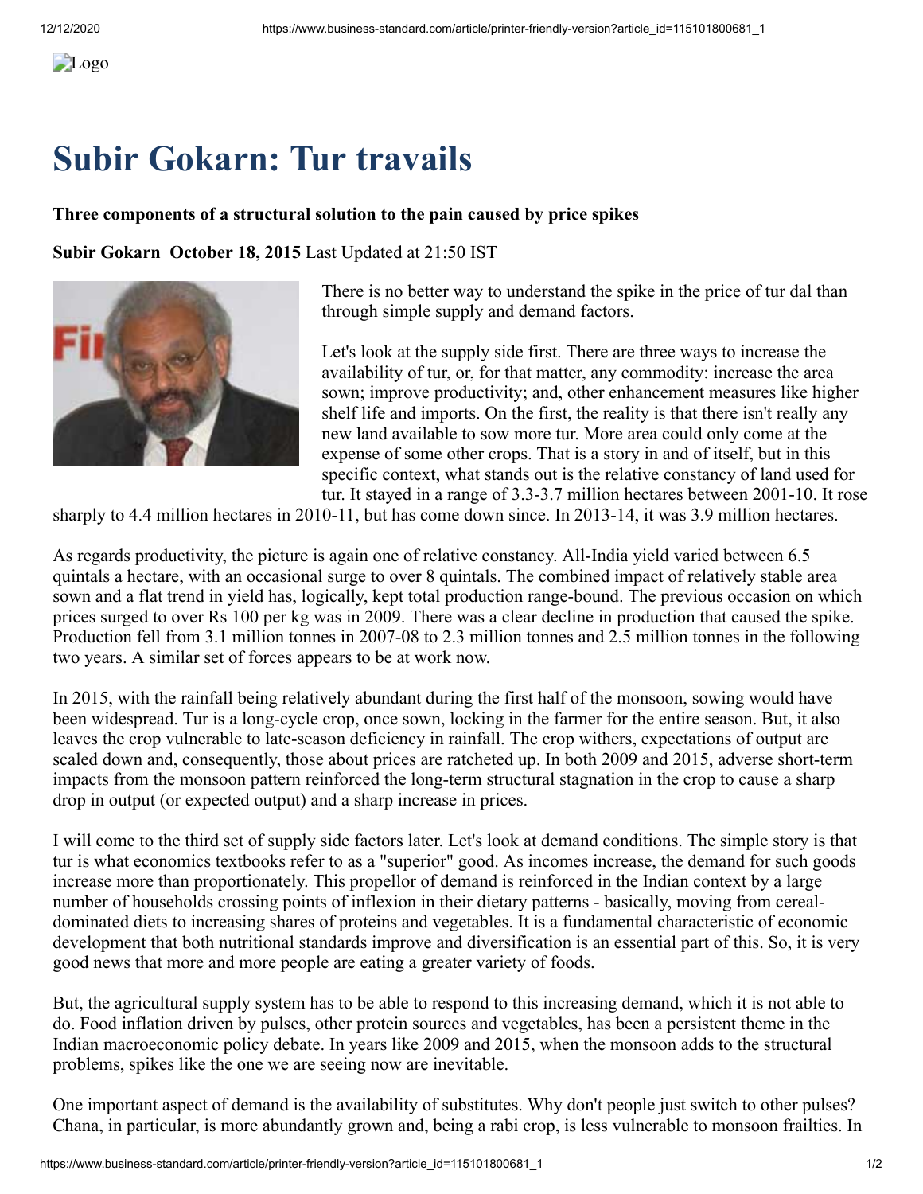# Subir Gokarn: Tur travails

**Three components of a structural solution to the pain caused by price spikes**

**Subir Gokarn October 18, 2015** Last Updated at 21:50 IST

There is no better way to understand the spike in the price of tur dal than through simple supply and demand factors.

Let's look at the supply side first. There are three ways to increase the availability of tur, or, for that matter, any commodity: increase the area sown; improve productivity; and, other enhancement measures like higher shelf life and imports. On the first, the reality is that there isn't really any new land available to sow more tur. More area could only come at the expense of some other crops. That is a story in and of itself, but in this specific context, what stands out is the relative constancy of land used for tur. It stayed in a range of 3.3-3.7 million hectares between 2001-10. It rose sharply to 4.4 million hectares in 2010-11, but has come down since. In 2013-14, it was 3.9 million hectares.

As regards productivity, the picture is again one of relative constancy. All-India yield varied between 6.5 quintals a hectare, with an occasional surge to over 8 quintals. The combined impact of relatively stable area sown and a flat trend in yield has, logically, kept total production range-bound. The previous occasion on which prices surged to over Rs 100 per kg was in 2009. There was a clear decline in production that caused the spike. Production fell from 3.1 million tonnes in 2007-08 to 2.3 million tonnes and 2.5 million tonnes in the following two years. A similar set of forces appears to be at work now.

In 2015, with the rainfall being relatively abundant during the first half of the monsoon, sowing would have been widespread. Tur is a long-cycle crop, once sown, locking in the farmer for the entire season. But, it also leaves the crop vulnerable to late-season deficiency in rainfall. The crop withers, expectations of output are scaled down and, consequently, those about prices are ratcheted up. In both 2009 and 2015, adverse short-term impacts from the monsoon pattern reinforced the long-term structural stagnation in the crop to cause a sharp drop in output (or expected output) and a sharp increase in prices.

I will come to the third set of supply side factors later. Let's look at demand conditions. The simple story is that tur is what economics textbooks refer to as a "superior" good. As incomes increase, the demand for such goods increase more than proportionately. This propellor of demand is reinforced in the Indian context by a large number of households crossing points of inflexion in their dietary patterns - basically, moving from cereal-dominated diets to increasing shares of proteins and vegetables. It is a fundamental characteristic of economic development that both nutritional standards improve and diversification is an essential part of this. So, it is very good news that more and more people are eating a greater variety of foods.

But, the agricultural supply system has to be able to respond to this increasing demand, which it is not able to do. Food inflation driven by pulses, other protein sources and vegetables, has been a persistent theme in the Indian macroeconomic policy debate. In years like 2009 and 2015, when the monsoon adds to the structural problems, spikes like the one we are seeing now are inevitable.

One important aspect of demand is the availability of substitutes. Why don't people just switch to other pulses? Chana, in particular, is more abundantly grown and, being a rabi crop, is less vulnerable to monsoon frailties. In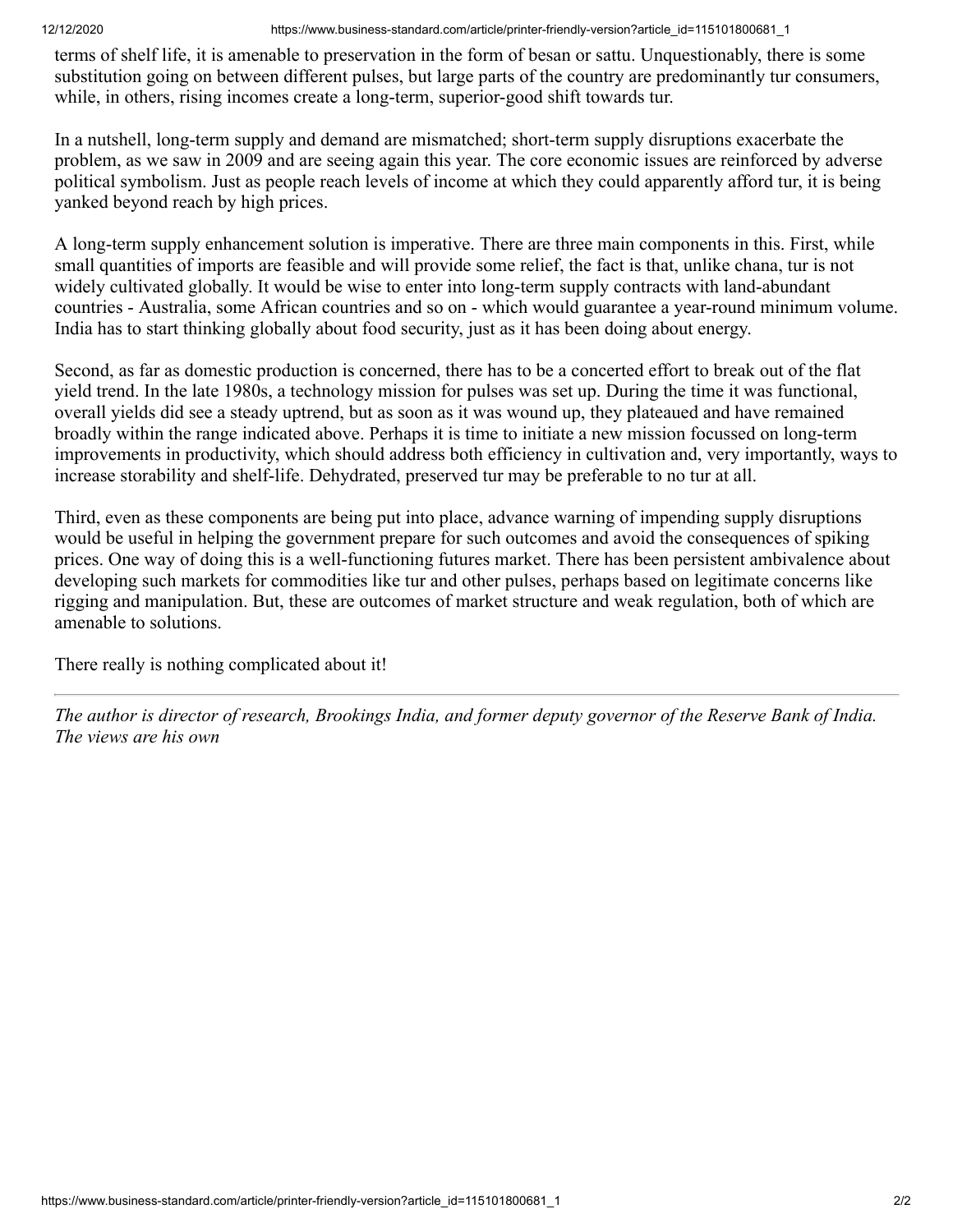terms of shelf life, it is amenable to preservation in the form of besan or sattu. Unquestionably, there is some substitution going on between different pulses, but large parts of the country are predominantly tur consumers, while, in others, rising incomes create a long-term, superior-good shift towards tur.

In a nutshell, long-term supply and demand are mismatched; short-term supply disruptions exacerbate the problem, as we saw in 2009 and are seeing again this year. The core economic issues are reinforced by adverse political symbolism. Just as people reach levels of income at which they could apparently afford tur, it is being yanked beyond reach by high prices.

A long-term supply enhancement solution is imperative. There are three main components in this. First, while small quantities of imports are feasible and will provide some relief, the fact is that, unlike chana, tur is not widely cultivated globally. It would be wise to enter into long-term supply contracts with land-abundant countries - Australia, some African countries and so on - which would guarantee a year-round minimum volume. India has to start thinking globally about food security, just as it has been doing about energy.

Second, as far as domestic production is concerned, there has to be a concerted effort to break out of the flat yield trend. In the late 1980s, a technology mission for pulses was set up. During the time it was functional, overall yields did see a steady uptrend, but as soon as it was wound up, they plateaued and have remained broadly within the range indicated above. Perhaps it is time to initiate a new mission focussed on long-term improvements in productivity, which should address both efficiency in cultivation and, very importantly, ways to increase storability and shelf-life. Dehydrated, preserved tur may be preferable to no tur at all.

Third, even as these components are being put into place, advance warning of impending supply disruptions would be useful in helping the government prepare for such outcomes and avoid the consequences of spiking prices. One way of doing this is a well-functioning futures market. There has been persistent ambivalence about developing such markets for commodities like tur and other pulses, perhaps based on legitimate concerns like rigging and manipulation. But, these are outcomes of market structure and weak regulation, both of which are amenable to solutions.

There really is nothing complicated about it!

---

*The author is director of research, Brookings India, and former deputy governor of the Reserve Bank of India. The views are his own*